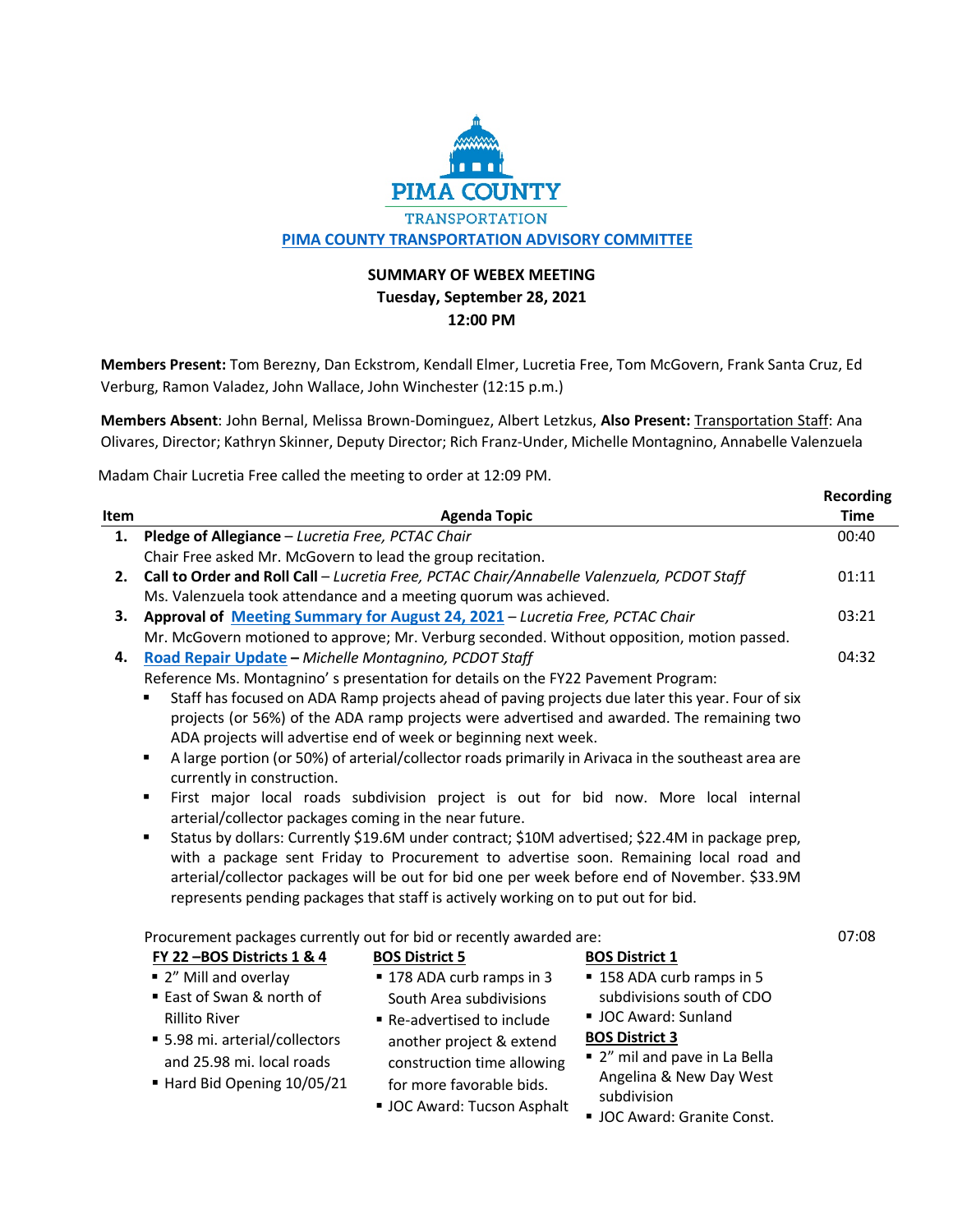PIMA COUNTY

TRANSPORTATION

**PIMA COUNTY TRANSPORTATION ADVISORY COMMITTEE**

**SUMMARY OF WEBEX MEETING**
**Tuesday, September 28, 2021**
**12:00 PM**

**Members Present:** Tom Berezny, Dan Eckstrom, Kendall Elmer, Lucretia Free, Tom McGovern, Frank Santa Cruz, Ed Verburg, Ramon Valadez, John Wallace, John Winchester (12:15 p.m.)

**Members Absent**: John Bernal, Melissa Brown-Dominguez, Albert Letzkus, **Also Present:** Transportation Staff: Ana Olivares, Director; Kathryn Skinner, Deputy Director; Rich Franz-Under, Michelle Montagnino, Annabelle Valenzuela

Madam Chair Lucretia Free called the meeting to order at 12:09 PM.

| Item | Agenda Topic | Recording Time |
|---|---|---|
| 1. | **Pledge of Allegiance** – *Lucretia Free, PCTAC Chair*<br>Chair Free asked Mr. McGovern to lead the group recitation. | 00:40 |
| 2. | **Call to Order and Roll Call** – *Lucretia Free, PCTAC Chair/Annabelle Valenzuela, PCDOT Staff*<br>Ms. Valenzuela took attendance and a meeting quorum was achieved. | 01:11 |
| 3. | **Approval of Meeting Summary for August 24, 2021** – *Lucretia Free, PCTAC Chair*<br>Mr. McGovern motioned to approve; Mr. Verburg seconded. Without opposition, motion passed. | 03:21 |
| 4. | **Road Repair Update –** *Michelle Montagnino, PCDOT Staff* | 04:32 |

Reference Ms. Montagnino' s presentation for details on the FY22 Pavement Program:

- Staff has focused on ADA Ramp projects ahead of paving projects due later this year. Four of six projects (or 56%) of the ADA ramp projects were advertised and awarded. The remaining two ADA projects will advertise end of week or beginning next week.
- A large portion (or 50%) of arterial/collector roads primarily in Arivaca in the southeast area are currently in construction.
- First major local roads subdivision project is out for bid now. More local internal arterial/collector packages coming in the near future.
- Status by dollars: Currently $19.6M under contract; $10M advertised; $22.4M in package prep, with a package sent Friday to Procurement to advertise soon. Remaining local road and arterial/collector packages will be out for bid one per week before end of November. $33.9M represents pending packages that staff is actively working on to put out for bid.

Procurement packages currently out for bid or recently awarded are: (07:08)

**FY 22 –BOS Districts 1 & 4**

- 2" Mill and overlay
- East of Swan & north of Rillito River
- 5.98 mi. arterial/collectors and 25.98 mi. local roads
- Hard Bid Opening 10/05/21

**BOS District 5**

- 178 ADA curb ramps in 3 South Area subdivisions
- Re-advertised to include another project & extend construction time allowing for more favorable bids.
- JOC Award: Tucson Asphalt

**BOS District 1**

- 158 ADA curb ramps in 5 subdivisions south of CDO
- JOC Award: Sunland

**BOS District 3**

- 2" mil and pave in La Bella Angelina & New Day West subdivision
- JOC Award: Granite Const.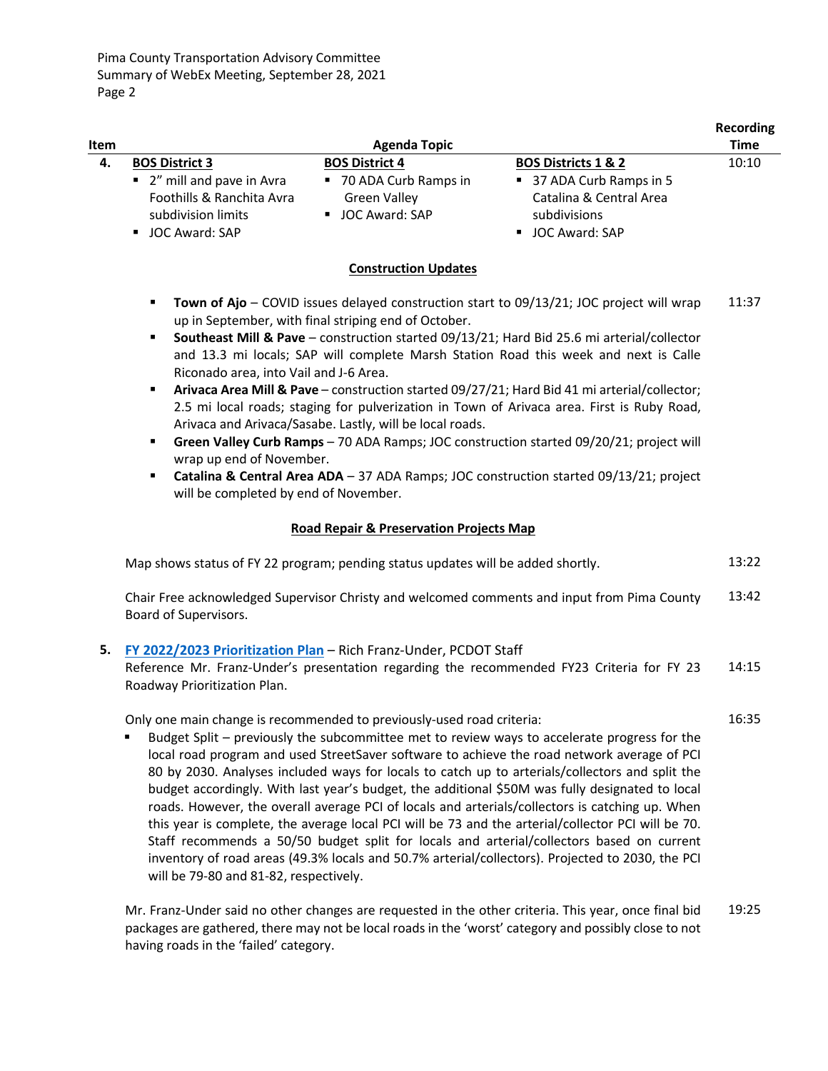| Item | Agenda Topic | | | Recording Time |
|---|---|---|---|---|
| 4. | **BOS District 3**<br>▪ 2" mill and pave in Avra Foothills & Ranchita Avra subdivision limits<br>▪ JOC Award: SAP | **BOS District 4**<br>▪ 70 ADA Curb Ramps in Green Valley<br>▪ JOC Award: SAP | **BOS Districts 1 & 2**<br>▪ 37 ADA Curb Ramps in 5 Catalina & Central Area subdivisions<br>▪ JOC Award: SAP | 10:10 |

**Construction Updates**

- **Town of Ajo** – COVID issues delayed construction start to 09/13/21; JOC project will wrap up in September, with final striping end of October. (11:37)
- **Southeast Mill & Pave** – construction started 09/13/21; Hard Bid 25.6 mi arterial/collector and 13.3 mi locals; SAP will complete Marsh Station Road this week and next is Calle Riconado area, into Vail and J-6 Area.
- **Arivaca Area Mill & Pave** – construction started 09/27/21; Hard Bid 41 mi arterial/collector; 2.5 mi local roads; staging for pulverization in Town of Arivaca area. First is Ruby Road, Arivaca and Arivaca/Sasabe. Lastly, will be local roads.
- **Green Valley Curb Ramps** – 70 ADA Ramps; JOC construction started 09/20/21; project will wrap up end of November.
- **Catalina & Central Area ADA** – 37 ADA Ramps; JOC construction started 09/13/21; project will be completed by end of November.

**Road Repair & Preservation Projects Map**

Map shows status of FY 22 program; pending status updates will be added shortly. (13:22)

Chair Free acknowledged Supervisor Christy and welcomed comments and input from Pima County Board of Supervisors. (13:42)

**5.** **FY 2022/2023 Prioritization Plan** – Rich Franz-Under, PCDOT Staff

Reference Mr. Franz-Under's presentation regarding the recommended FY23 Criteria for FY 23 Roadway Prioritization Plan. (14:15)

Only one main change is recommended to previously-used road criteria: (16:35)

- Budget Split – previously the subcommittee met to review ways to accelerate progress for the local road program and used StreetSaver software to achieve the road network average of PCI 80 by 2030. Analyses included ways for locals to catch up to arterials/collectors and split the budget accordingly. With last year's budget, the additional $50M was fully designated to local roads. However, the overall average PCI of locals and arterials/collectors is catching up. When this year is complete, the average local PCI will be 73 and the arterial/collector PCI will be 70. Staff recommends a 50/50 budget split for locals and arterial/collectors based on current inventory of road areas (49.3% locals and 50.7% arterial/collectors). Projected to 2030, the PCI will be 79-80 and 81-82, respectively.

Mr. Franz-Under said no other changes are requested in the other criteria. This year, once final bid packages are gathered, there may not be local roads in the 'worst' category and possibly close to not having roads in the 'failed' category. (19:25)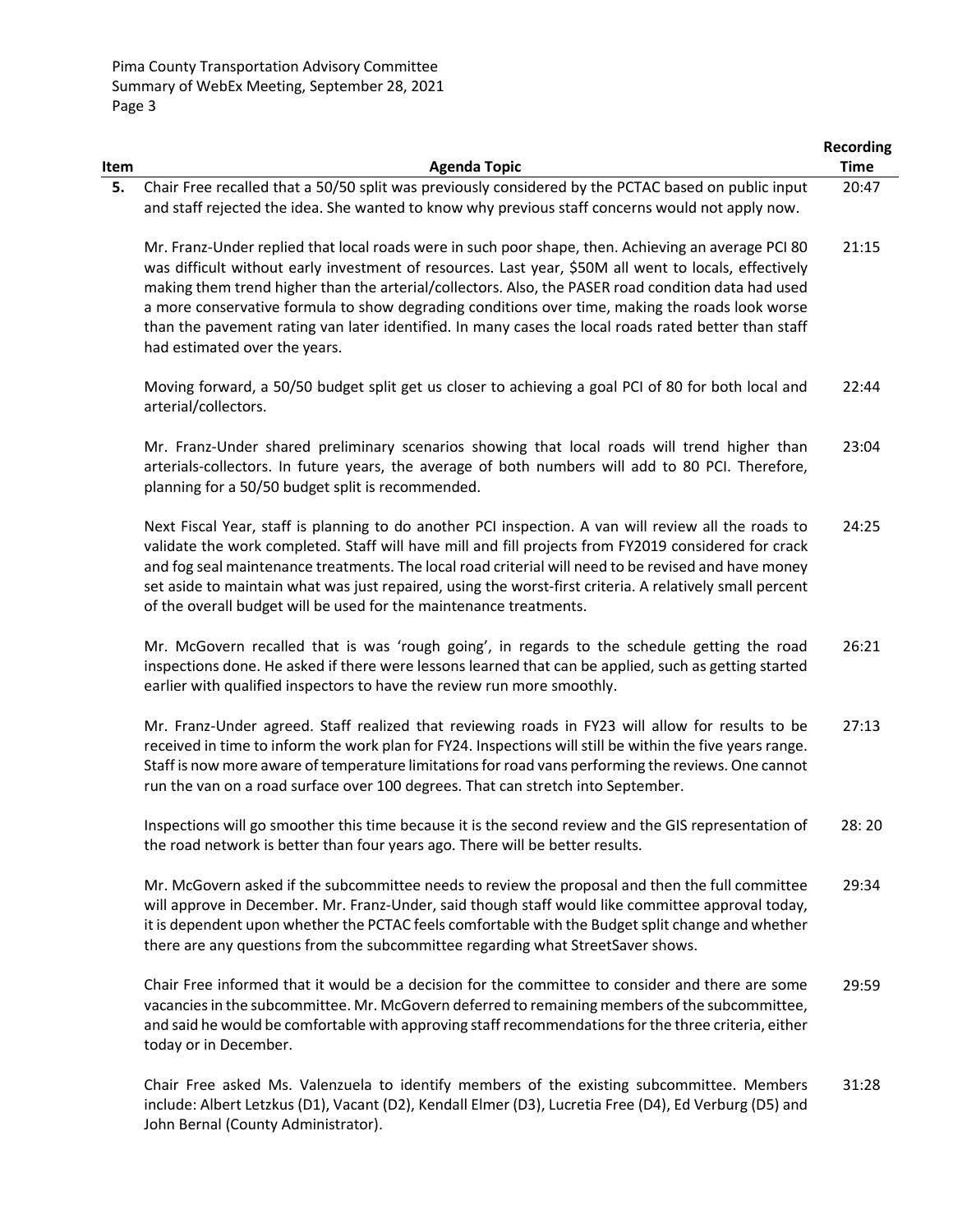| Item | Agenda Topic | Recording Time |
|---|---|---|
| 5. | Chair Free recalled that a 50/50 split was previously considered by the PCTAC based on public input and staff rejected the idea. She wanted to know why previous staff concerns would not apply now. | 20:47 |
| | Mr. Franz-Under replied that local roads were in such poor shape, then. Achieving an average PCI 80 was difficult without early investment of resources. Last year, $50M all went to locals, effectively making them trend higher than the arterial/collectors. Also, the PASER road condition data had used a more conservative formula to show degrading conditions over time, making the roads look worse than the pavement rating van later identified. In many cases the local roads rated better than staff had estimated over the years. | 21:15 |
| | Moving forward, a 50/50 budget split get us closer to achieving a goal PCI of 80 for both local and arterial/collectors. | 22:44 |
| | Mr. Franz-Under shared preliminary scenarios showing that local roads will trend higher than arterials-collectors. In future years, the average of both numbers will add to 80 PCI. Therefore, planning for a 50/50 budget split is recommended. | 23:04 |
| | Next Fiscal Year, staff is planning to do another PCI inspection. A van will review all the roads to validate the work completed. Staff will have mill and fill projects from FY2019 considered for crack and fog seal maintenance treatments. The local road criterial will need to be revised and have money set aside to maintain what was just repaired, using the worst-first criteria. A relatively small percent of the overall budget will be used for the maintenance treatments. | 24:25 |
| | Mr. McGovern recalled that is was 'rough going', in regards to the schedule getting the road inspections done. He asked if there were lessons learned that can be applied, such as getting started earlier with qualified inspectors to have the review run more smoothly. | 26:21 |
| | Mr. Franz-Under agreed. Staff realized that reviewing roads in FY23 will allow for results to be received in time to inform the work plan for FY24. Inspections will still be within the five years range. Staff is now more aware of temperature limitations for road vans performing the reviews. One cannot run the van on a road surface over 100 degrees. That can stretch into September. | 27:13 |
| | Inspections will go smoother this time because it is the second review and the GIS representation of the road network is better than four years ago. There will be better results. | 28: 20 |
| | Mr. McGovern asked if the subcommittee needs to review the proposal and then the full committee will approve in December. Mr. Franz-Under, said though staff would like committee approval today, it is dependent upon whether the PCTAC feels comfortable with the Budget split change and whether there are any questions from the subcommittee regarding what StreetSaver shows. | 29:34 |
| | Chair Free informed that it would be a decision for the committee to consider and there are some vacancies in the subcommittee. Mr. McGovern deferred to remaining members of the subcommittee, and said he would be comfortable with approving staff recommendations for the three criteria, either today or in December. | 29:59 |
| | Chair Free asked Ms. Valenzuela to identify members of the existing subcommittee. Members include: Albert Letzkus (D1), Vacant (D2), Kendall Elmer (D3), Lucretia Free (D4), Ed Verburg (D5) and John Bernal (County Administrator). | 31:28 |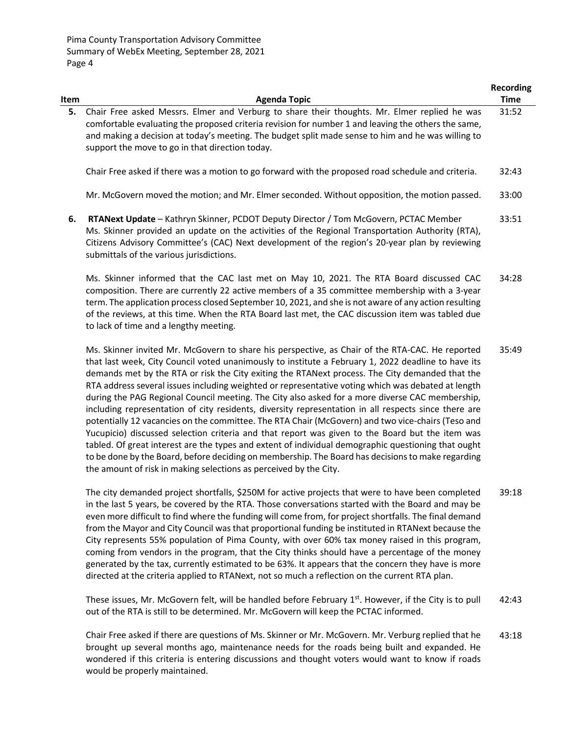| Item | Agenda Topic | Recording Time |
|---|---|---|
| 5. | Chair Free asked Messrs. Elmer and Verburg to share their thoughts. Mr. Elmer replied he was comfortable evaluating the proposed criteria revision for number 1 and leaving the others the same, and making a decision at today's meeting. The budget split made sense to him and he was willing to support the move to go in that direction today. | 31:52 |
| | Chair Free asked if there was a motion to go forward with the proposed road schedule and criteria. | 32:43 |
| | Mr. McGovern moved the motion; and Mr. Elmer seconded. Without opposition, the motion passed. | 33:00 |
| 6. | **RTANext Update** – Kathryn Skinner, PCDOT Deputy Director / Tom McGovern, PCTAC Member<br>Ms. Skinner provided an update on the activities of the Regional Transportation Authority (RTA), Citizens Advisory Committee's (CAC) Next development of the region's 20-year plan by reviewing submittals of the various jurisdictions. | 33:51 |
| | Ms. Skinner informed that the CAC last met on May 10, 2021. The RTA Board discussed CAC composition. There are currently 22 active members of a 35 committee membership with a 3-year term. The application process closed September 10, 2021, and she is not aware of any action resulting of the reviews, at this time. When the RTA Board last met, the CAC discussion item was tabled due to lack of time and a lengthy meeting. | 34:28 |
| | Ms. Skinner invited Mr. McGovern to share his perspective, as Chair of the RTA-CAC. He reported that last week, City Council voted unanimously to institute a February 1, 2022 deadline to have its demands met by the RTA or risk the City exiting the RTANext process. The City demanded that the RTA address several issues including weighted or representative voting which was debated at length during the PAG Regional Council meeting. The City also asked for a more diverse CAC membership, including representation of city residents, diversity representation in all respects since there are potentially 12 vacancies on the committee. The RTA Chair (McGovern) and two vice-chairs (Teso and Yucupicio) discussed selection criteria and that report was given to the Board but the item was tabled. Of great interest are the types and extent of individual demographic questioning that ought to be done by the Board, before deciding on membership. The Board has decisions to make regarding the amount of risk in making selections as perceived by the City. | 35:49 |
| | The city demanded project shortfalls, \$250M for active projects that were to have been completed in the last 5 years, be covered by the RTA. Those conversations started with the Board and may be even more difficult to find where the funding will come from, for project shortfalls. The final demand from the Mayor and City Council was that proportional funding be instituted in RTANext because the City represents 55% population of Pima County, with over 60% tax money raised in this program, coming from vendors in the program, that the City thinks should have a percentage of the money generated by the tax, currently estimated to be 63%. It appears that the concern they have is more directed at the criteria applied to RTANext, not so much a reflection on the current RTA plan. | 39:18 |
| | These issues, Mr. McGovern felt, will be handled before February 1st. However, if the City is to pull out of the RTA is still to be determined. Mr. McGovern will keep the PCTAC informed. | 42:43 |
| | Chair Free asked if there are questions of Ms. Skinner or Mr. McGovern. Mr. Verburg replied that he brought up several months ago, maintenance needs for the roads being built and expanded. He wondered if this criteria is entering discussions and thought voters would want to know if roads would be properly maintained. | 43:18 |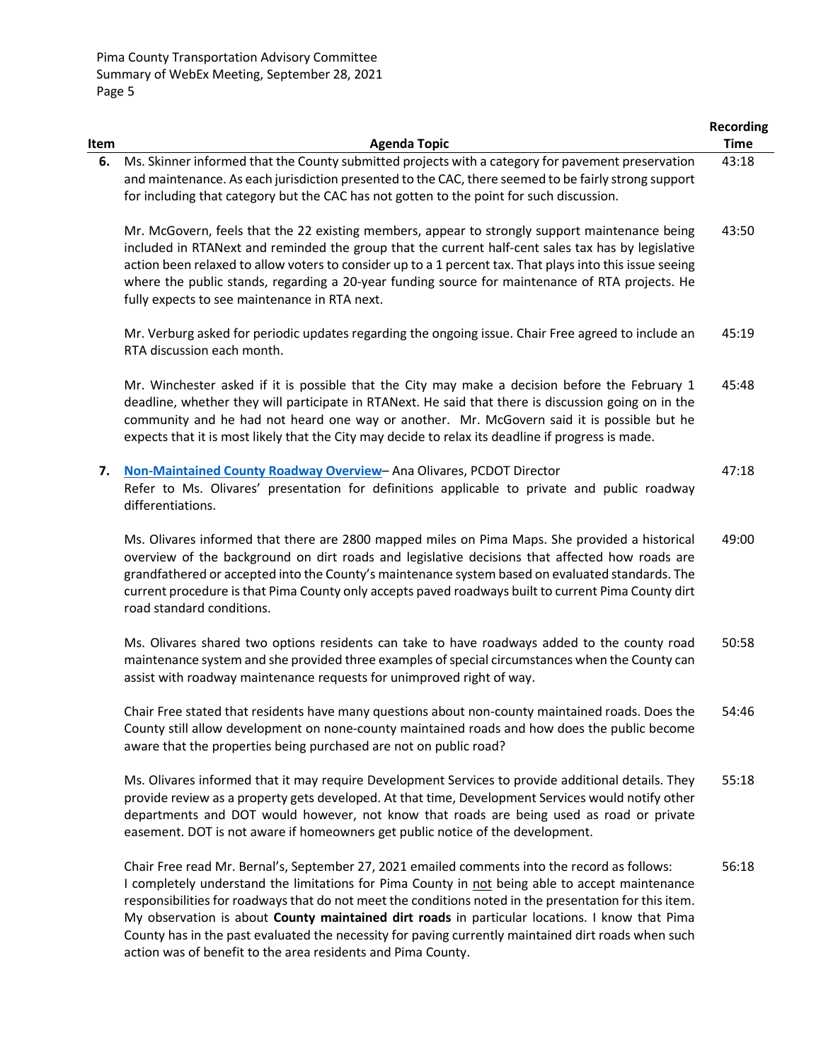| Item | Agenda Topic | Recording Time |
|---|---|---|
| 6. | Ms. Skinner informed that the County submitted projects with a category for pavement preservation and maintenance. As each jurisdiction presented to the CAC, there seemed to be fairly strong support for including that category but the CAC has not gotten to the point for such discussion. | 43:18 |
| | Mr. McGovern, feels that the 22 existing members, appear to strongly support maintenance being included in RTANext and reminded the group that the current half-cent sales tax has by legislative action been relaxed to allow voters to consider up to a 1 percent tax. That plays into this issue seeing where the public stands, regarding a 20-year funding source for maintenance of RTA projects. He fully expects to see maintenance in RTA next. | 43:50 |
| | Mr. Verburg asked for periodic updates regarding the ongoing issue. Chair Free agreed to include an RTA discussion each month. | 45:19 |
| | Mr. Winchester asked if it is possible that the City may make a decision before the February 1 deadline, whether they will participate in RTANext. He said that there is discussion going on in the community and he had not heard one way or another. Mr. McGovern said it is possible but he expects that it is most likely that the City may decide to relax its deadline if progress is made. | 45:48 |
| 7. | **Non-Maintained County Roadway Overview**– Ana Olivares, PCDOT Director<br>Refer to Ms. Olivares' presentation for definitions applicable to private and public roadway differentiations. | 47:18 |
| | Ms. Olivares informed that there are 2800 mapped miles on Pima Maps. She provided a historical overview of the background on dirt roads and legislative decisions that affected how roads are grandfathered or accepted into the County's maintenance system based on evaluated standards. The current procedure is that Pima County only accepts paved roadways built to current Pima County dirt road standard conditions. | 49:00 |
| | Ms. Olivares shared two options residents can take to have roadways added to the county road maintenance system and she provided three examples of special circumstances when the County can assist with roadway maintenance requests for unimproved right of way. | 50:58 |
| | Chair Free stated that residents have many questions about non-county maintained roads. Does the County still allow development on none-county maintained roads and how does the public become aware that the properties being purchased are not on public road? | 54:46 |
| | Ms. Olivares informed that it may require Development Services to provide additional details. They provide review as a property gets developed. At that time, Development Services would notify other departments and DOT would however, not know that roads are being used as road or private easement. DOT is not aware if homeowners get public notice of the development. | 55:18 |
| | Chair Free read Mr. Bernal's, September 27, 2021 emailed comments into the record as follows:<br>I completely understand the limitations for Pima County in not being able to accept maintenance responsibilities for roadways that do not meet the conditions noted in the presentation for this item. My observation is about **County maintained dirt roads** in particular locations. I know that Pima County has in the past evaluated the necessity for paving currently maintained dirt roads when such action was of benefit to the area residents and Pima County. | 56:18 |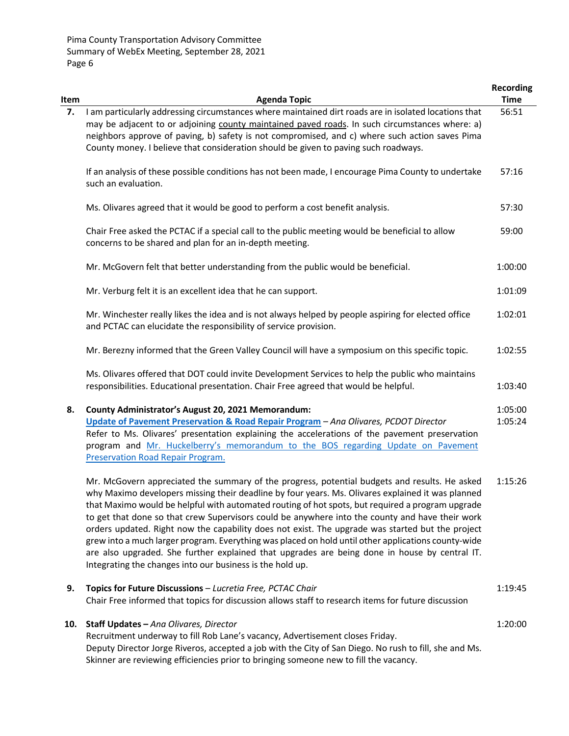| Item | Agenda Topic | Recording Time |
|---|---|---|
| **7.** | I am particularly addressing circumstances where maintained dirt roads are in isolated locations that may be adjacent to or adjoining county maintained paved roads. In such circumstances where: a) neighbors approve of paving, b) safety is not compromised, and c) where such action saves Pima County money. I believe that consideration should be given to paving such roadways. | 56:51 |
| | If an analysis of these possible conditions has not been made, I encourage Pima County to undertake such an evaluation. | 57:16 |
| | Ms. Olivares agreed that it would be good to perform a cost benefit analysis. | 57:30 |
| | Chair Free asked the PCTAC if a special call to the public meeting would be beneficial to allow concerns to be shared and plan for an in-depth meeting. | 59:00 |
| | Mr. McGovern felt that better understanding from the public would be beneficial. | 1:00:00 |
| | Mr. Verburg felt it is an excellent idea that he can support. | 1:01:09 |
| | Mr. Winchester really likes the idea and is not always helped by people aspiring for elected office and PCTAC can elucidate the responsibility of service provision. | 1:02:01 |
| | Mr. Berezny informed that the Green Valley Council will have a symposium on this specific topic. | 1:02:55 |
| | Ms. Olivares offered that DOT could invite Development Services to help the public who maintains responsibilities. Educational presentation. Chair Free agreed that would be helpful. | 1:03:40 |
| **8.** | **County Administrator's August 20, 2021 Memorandum:**<br>**Update of Pavement Preservation & Road Repair Program** – *Ana Olivares, PCDOT Director*<br>Refer to Ms. Olivares' presentation explaining the accelerations of the pavement preservation program and Mr. Huckelberry's memorandum to the BOS regarding Update on Pavement Preservation Road Repair Program. | 1:05:00<br>1:05:24 |
| | Mr. McGovern appreciated the summary of the progress, potential budgets and results. He asked why Maximo developers missing their deadline by four years. Ms. Olivares explained it was planned that Maximo would be helpful with automated routing of hot spots, but required a program upgrade to get that done so that crew Supervisors could be anywhere into the county and have their work orders updated. Right now the capability does not exist. The upgrade was started but the project grew into a much larger program. Everything was placed on hold until other applications county-wide are also upgraded. She further explained that upgrades are being done in house by central IT. Integrating the changes into our business is the hold up. | 1:15:26 |
| **9.** | **Topics for Future Discussions** – *Lucretia Free, PCTAC Chair*<br>Chair Free informed that topics for discussion allows staff to research items for future discussion | 1:19:45 |
| **10.** | **Staff Updates –** *Ana Olivares, Director*<br>Recruitment underway to fill Rob Lane's vacancy, Advertisement closes Friday.<br>Deputy Director Jorge Riveros, accepted a job with the City of San Diego. No rush to fill, she and Ms. Skinner are reviewing efficiencies prior to bringing someone new to fill the vacancy. | 1:20:00 |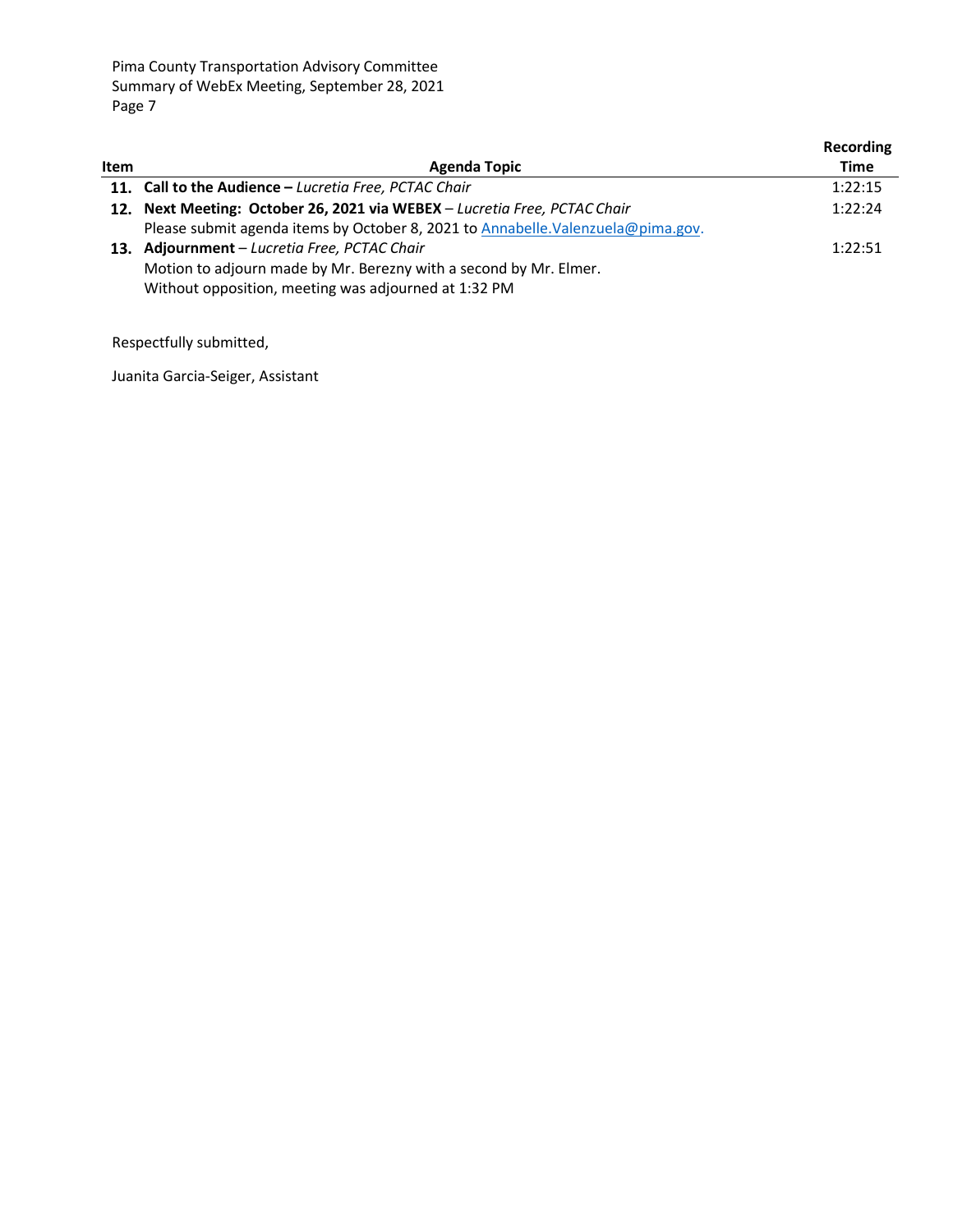| Item | Agenda Topic | Recording Time |
|---|---|---|
| **11.** | **Call to the Audience –** *Lucretia Free, PCTAC Chair* | 1:22:15 |
| **12.** | **Next Meeting: October 26, 2021 via WEBEX** – *Lucretia Free, PCTAC Chair*<br>Please submit agenda items by October 8, 2021 to Annabelle.Valenzuela@pima.gov. | 1:22:24 |
| **13.** | **Adjournment** – *Lucretia Free, PCTAC Chair*<br>Motion to adjourn made by Mr. Berezny with a second by Mr. Elmer.<br>Without opposition, meeting was adjourned at 1:32 PM | 1:22:51 |

Respectfully submitted,

Juanita Garcia-Seiger, Assistant